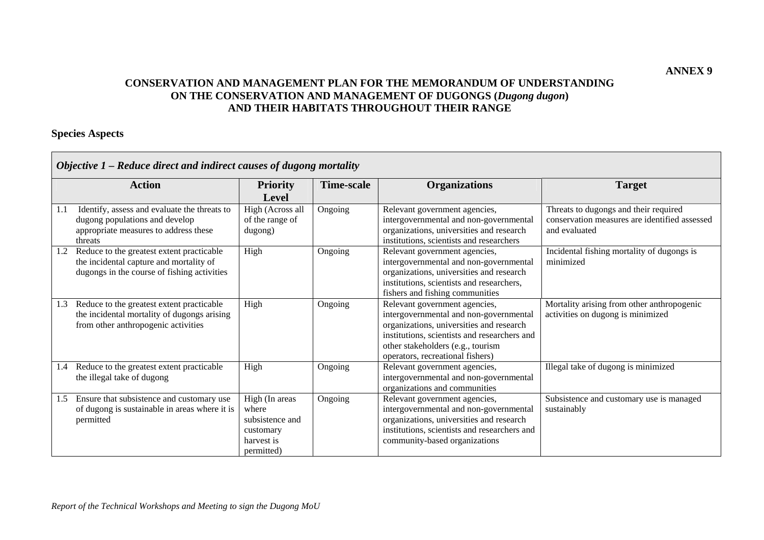**ANNEX 9**

# CONSERVATION AND MANAGEMENT PLAN FOR THE MEMORANDUM OF UNDERSTANDING ON THE CONSERVATION AND MANAGEMENT OF DUGONGS (*Dugong dugon*) AND THEIR HABITATS THROUGHOUT THEIR RANGE

## Species Aspects

| *Objective 1 – Reduce direct and indirect causes of dugong mortality* | | | | |
|---|---|---|---|---|
| **Action** | **Priority Level** | **Time-scale** | **Organizations** | **Target** |
| 1.1 Identify, assess and evaluate the threats to dugong populations and develop appropriate measures to address these threats | High (Across all of the range of dugong) | Ongoing | Relevant government agencies, intergovernmental and non-governmental organizations, universities and research institutions, scientists and researchers | Threats to dugongs and their required conservation measures are identified assessed and evaluated |
| 1.2 Reduce to the greatest extent practicable the incidental capture and mortality of dugongs in the course of fishing activities | High | Ongoing | Relevant government agencies, intergovernmental and non-governmental organizations, universities and research institutions, scientists and researchers, fishers and fishing communities | Incidental fishing mortality of dugongs is minimized |
| 1.3 Reduce to the greatest extent practicable the incidental mortality of dugongs arising from other anthropogenic activities | High | Ongoing | Relevant government agencies, intergovernmental and non-governmental organizations, universities and research institutions, scientists and researchers and other stakeholders (e.g., tourism operators, recreational fishers) | Mortality arising from other anthropogenic activities on dugong is minimized |
| 1.4 Reduce to the greatest extent practicable the illegal take of dugong | High | Ongoing | Relevant government agencies, intergovernmental and non-governmental organizations and communities | Illegal take of dugong is minimized |
| 1.5 Ensure that subsistence and customary use of dugong is sustainable in areas where it is permitted | High (In areas where subsistence and customary harvest is permitted) | Ongoing | Relevant government agencies, intergovernmental and non-governmental organizations, universities and research institutions, scientists and researchers and community-based organizations | Subsistence and customary use is managed sustainably |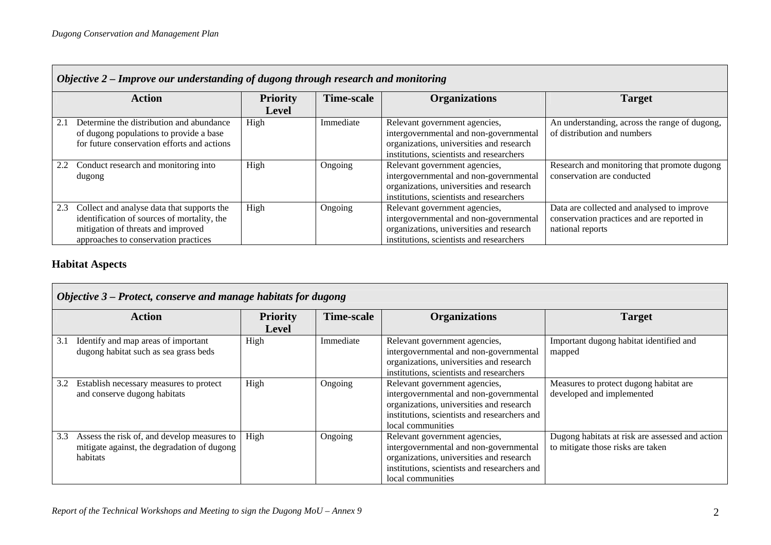| *Objective 2 – Improve our understanding of dugong through research and monitoring* | | | | |
|---|---|---|---|---|
| **Action** | **Priority Level** | **Time-scale** | **Organizations** | **Target** |
| 2.1 Determine the distribution and abundance of dugong populations to provide a base for future conservation efforts and actions | High | Immediate | Relevant government agencies, intergovernmental and non-governmental organizations, universities and research institutions, scientists and researchers | An understanding, across the range of dugong, of distribution and numbers |
| 2.2 Conduct research and monitoring into dugong | High | Ongoing | Relevant government agencies, intergovernmental and non-governmental organizations, universities and research institutions, scientists and researchers | Research and monitoring that promote dugong conservation are conducted |
| 2.3 Collect and analyse data that supports the identification of sources of mortality, the mitigation of threats and improved approaches to conservation practices | High | Ongoing | Relevant government agencies, intergovernmental and non-governmental organizations, universities and research institutions, scientists and researchers | Data are collected and analysed to improve conservation practices and are reported in national reports |

## Habitat Aspects

| *Objective 3 – Protect, conserve and manage habitats for dugong* | | | | |
|---|---|---|---|---|
| **Action** | **Priority Level** | **Time-scale** | **Organizations** | **Target** |
| 3.1 Identify and map areas of important dugong habitat such as sea grass beds | High | Immediate | Relevant government agencies, intergovernmental and non-governmental organizations, universities and research institutions, scientists and researchers | Important dugong habitat identified and mapped |
| 3.2 Establish necessary measures to protect and conserve dugong habitats | High | Ongoing | Relevant government agencies, intergovernmental and non-governmental organizations, universities and research institutions, scientists and researchers and local communities | Measures to protect dugong habitat are developed and implemented |
| 3.3 Assess the risk of, and develop measures to mitigate against, the degradation of dugong habitats | High | Ongoing | Relevant government agencies, intergovernmental and non-governmental organizations, universities and research institutions, scientists and researchers and local communities | Dugong habitats at risk are assessed and action to mitigate those risks are taken |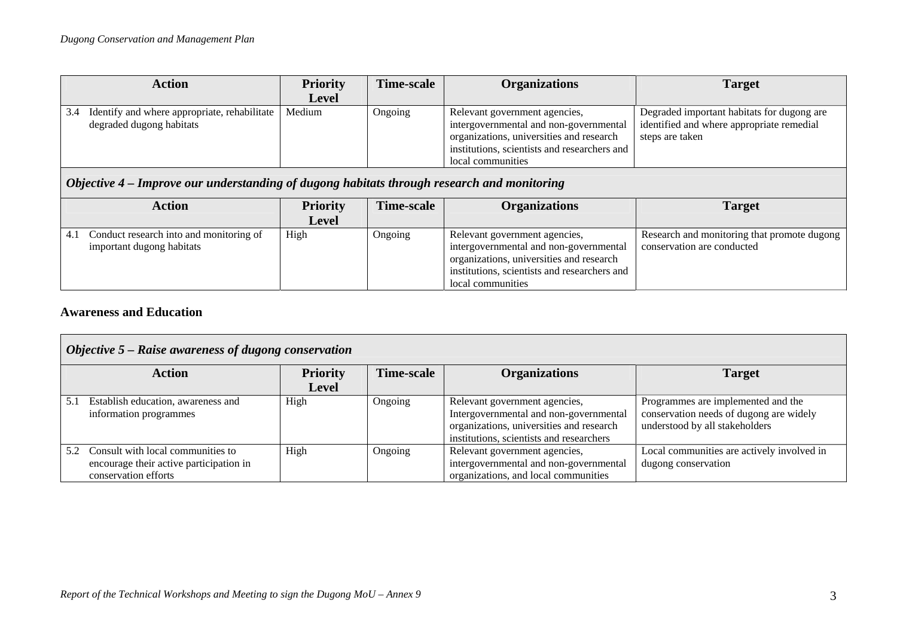| Action | Priority Level | Time-scale | Organizations | Target |
|---|---|---|---|---|
| 3.4 Identify and where appropriate, rehabilitate degraded dugong habitats | Medium | Ongoing | Relevant government agencies, intergovernmental and non-governmental organizations, universities and research institutions, scientists and researchers and local communities | Degraded important habitats for dugong are identified and where appropriate remedial steps are taken |

***Objective 4 – Improve our understanding of dugong habitats through research and monitoring***

| Action | Priority Level | Time-scale | Organizations | Target |
|---|---|---|---|---|
| 4.1 Conduct research into and monitoring of important dugong habitats | High | Ongoing | Relevant government agencies, intergovernmental and non-governmental organizations, universities and research institutions, scientists and researchers and local communities | Research and monitoring that promote dugong conservation are conducted |

## Awareness and Education

***Objective 5 – Raise awareness of dugong conservation***

| Action | Priority Level | Time-scale | Organizations | Target |
|---|---|---|---|---|
| 5.1 Establish education, awareness and information programmes | High | Ongoing | Relevant government agencies, Intergovernmental and non-governmental organizations, universities and research institutions, scientists and researchers | Programmes are implemented and the conservation needs of dugong are widely understood by all stakeholders |
| 5.2 Consult with local communities to encourage their active participation in conservation efforts | High | Ongoing | Relevant government agencies, intergovernmental and non-governmental organizations, and local communities | Local communities are actively involved in dugong conservation |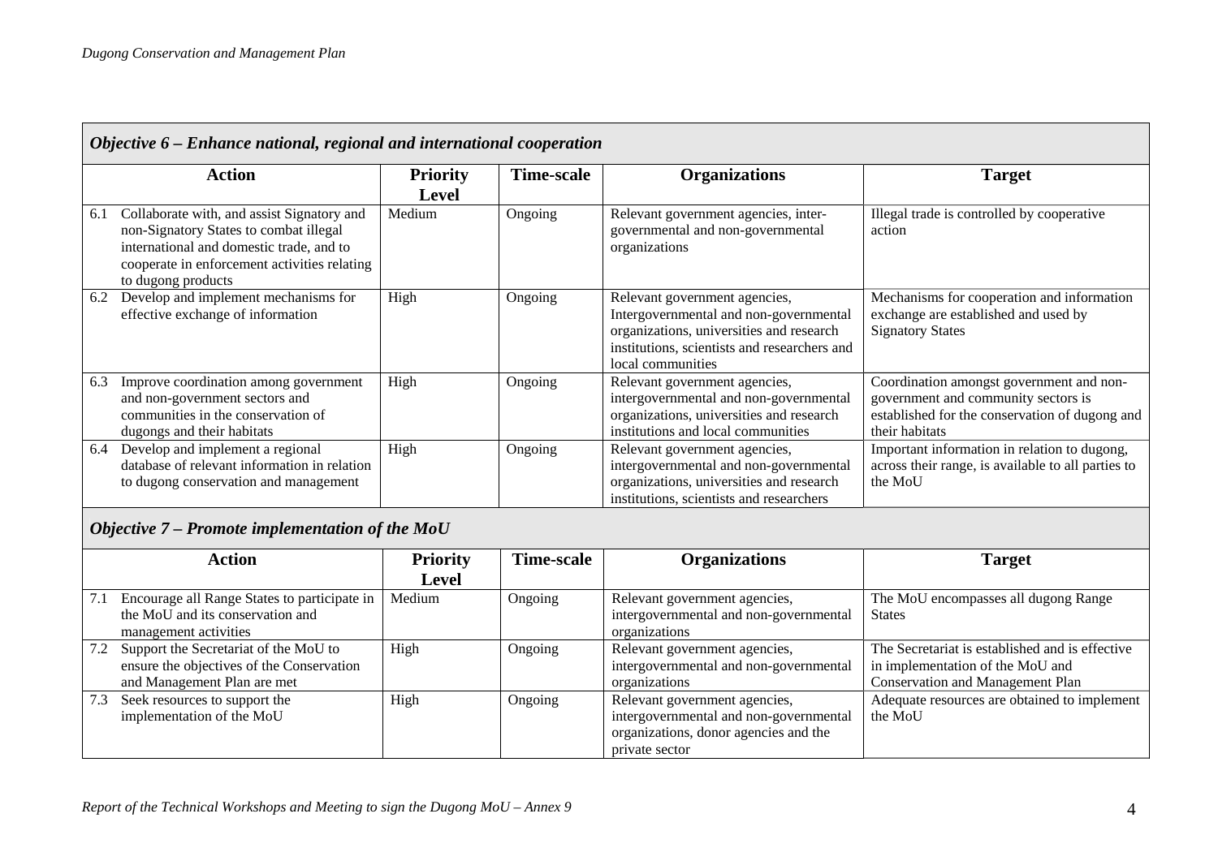| *Objective 6 – Enhance national, regional and international cooperation* | | | | |
|---|---|---|---|---|
| **Action** | **Priority Level** | **Time-scale** | **Organizations** | **Target** |
| 6.1 Collaborate with, and assist Signatory and non-Signatory States to combat illegal international and domestic trade, and to cooperate in enforcement activities relating to dugong products | Medium | Ongoing | Relevant government agencies, inter-governmental and non-governmental organizations | Illegal trade is controlled by cooperative action |
| 6.2 Develop and implement mechanisms for effective exchange of information | High | Ongoing | Relevant government agencies, Intergovernmental and non-governmental organizations, universities and research institutions, scientists and researchers and local communities | Mechanisms for cooperation and information exchange are established and used by Signatory States |
| 6.3 Improve coordination among government and non-government sectors and communities in the conservation of dugongs and their habitats | High | Ongoing | Relevant government agencies, intergovernmental and non-governmental organizations, universities and research institutions and local communities | Coordination amongst government and non-government and community sectors is established for the conservation of dugong and their habitats |
| 6.4 Develop and implement a regional database of relevant information in relation to dugong conservation and management | High | Ongoing | Relevant government agencies, intergovernmental and non-governmental organizations, universities and research institutions, scientists and researchers | Important information in relation to dugong, across their range, is available to all parties to the MoU |

| *Objective 7 – Promote implementation of the MoU* | | | | |
|---|---|---|---|---|
| **Action** | **Priority Level** | **Time-scale** | **Organizations** | **Target** |
| 7.1 Encourage all Range States to participate in the MoU and its conservation and management activities | Medium | Ongoing | Relevant government agencies, intergovernmental and non-governmental organizations | The MoU encompasses all dugong Range States |
| 7.2 Support the Secretariat of the MoU to ensure the objectives of the Conservation and Management Plan are met | High | Ongoing | Relevant government agencies, intergovernmental and non-governmental organizations | The Secretariat is established and is effective in implementation of the MoU and Conservation and Management Plan |
| 7.3 Seek resources to support the implementation of the MoU | High | Ongoing | Relevant government agencies, intergovernmental and non-governmental organizations, donor agencies and the private sector | Adequate resources are obtained to implement the MoU |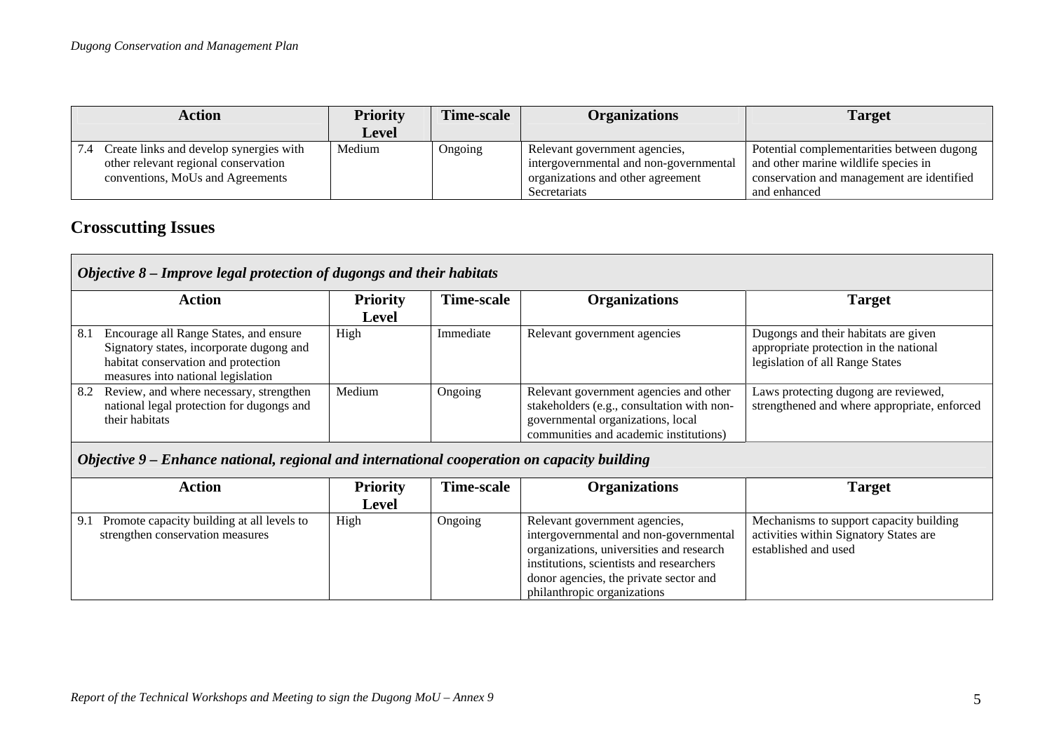| Action | Priority Level | Time-scale | Organizations | Target |
|---|---|---|---|---|
| 7.4 Create links and develop synergies with other relevant regional conservation conventions, MoUs and Agreements | Medium | Ongoing | Relevant government agencies, intergovernmental and non-governmental organizations and other agreement Secretariats | Potential complementarities between dugong and other marine wildlife species in conservation and management are identified and enhanced |

## Crosscutting Issues

### *Objective 8 – Improve legal protection of dugongs and their habitats*

| Action | Priority Level | Time-scale | Organizations | Target |
|---|---|---|---|---|
| 8.1 Encourage all Range States, and ensure Signatory states, incorporate dugong and habitat conservation and protection measures into national legislation | High | Immediate | Relevant government agencies | Dugongs and their habitats are given appropriate protection in the national legislation of all Range States |
| 8.2 Review, and where necessary, strengthen national legal protection for dugongs and their habitats | Medium | Ongoing | Relevant government agencies and other stakeholders (e.g., consultation with non-governmental organizations, local communities and academic institutions) | Laws protecting dugong are reviewed, strengthened and where appropriate, enforced |

### *Objective 9 – Enhance national, regional and international cooperation on capacity building*

| Action | Priority Level | Time-scale | Organizations | Target |
|---|---|---|---|---|
| 9.1 Promote capacity building at all levels to strengthen conservation measures | High | Ongoing | Relevant government agencies, intergovernmental and non-governmental organizations, universities and research institutions, scientists and researchers donor agencies, the private sector and philanthropic organizations | Mechanisms to support capacity building activities within Signatory States are established and used |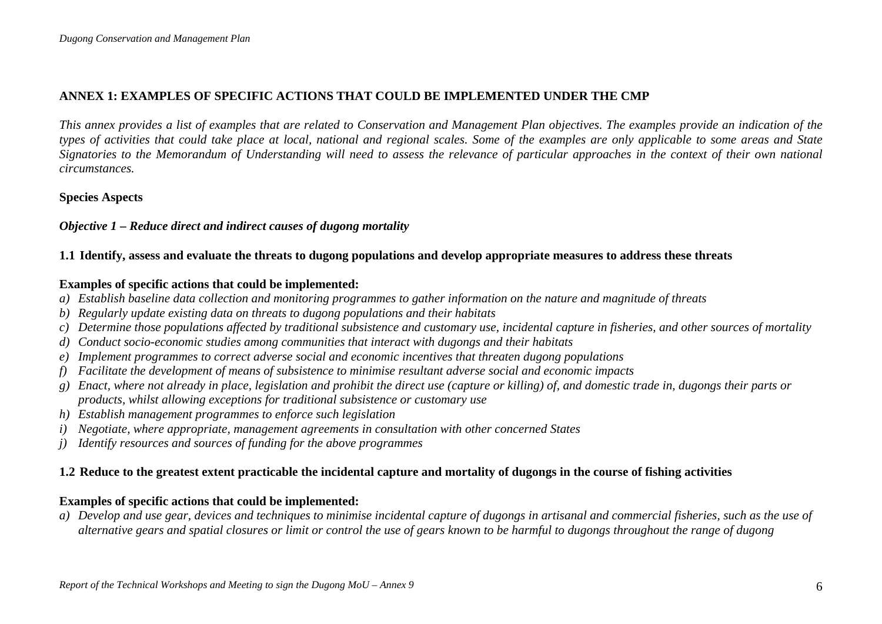## ANNEX 1: EXAMPLES OF SPECIFIC ACTIONS THAT COULD BE IMPLEMENTED UNDER THE CMP

*This annex provides a list of examples that are related to Conservation and Management Plan objectives. The examples provide an indication of the types of activities that could take place at local, national and regional scales. Some of the examples are only applicable to some areas and State Signatories to the Memorandum of Understanding will need to assess the relevance of particular approaches in the context of their own national circumstances.*

### Species Aspects

#### *Objective 1 – Reduce direct and indirect causes of dugong mortality*

**1.1 Identify, assess and evaluate the threats to dugong populations and develop appropriate measures to address these threats**

**Examples of specific actions that could be implemented:**

*a) Establish baseline data collection and monitoring programmes to gather information on the nature and magnitude of threats*
*b) Regularly update existing data on threats to dugong populations and their habitats*
*c) Determine those populations affected by traditional subsistence and customary use, incidental capture in fisheries, and other sources of mortality*
*d) Conduct socio-economic studies among communities that interact with dugongs and their habitats*
*e) Implement programmes to correct adverse social and economic incentives that threaten dugong populations*
*f) Facilitate the development of means of subsistence to minimise resultant adverse social and economic impacts*
*g) Enact, where not already in place, legislation and prohibit the direct use (capture or killing) of, and domestic trade in, dugongs their parts or products, whilst allowing exceptions for traditional subsistence or customary use*
*h) Establish management programmes to enforce such legislation*
*i) Negotiate, where appropriate, management agreements in consultation with other concerned States*
*j) Identify resources and sources of funding for the above programmes*

**1.2 Reduce to the greatest extent practicable the incidental capture and mortality of dugongs in the course of fishing activities**

**Examples of specific actions that could be implemented:**

*a) Develop and use gear, devices and techniques to minimise incidental capture of dugongs in artisanal and commercial fisheries, such as the use of alternative gears and spatial closures or limit or control the use of gears known to be harmful to dugongs throughout the range of dugong*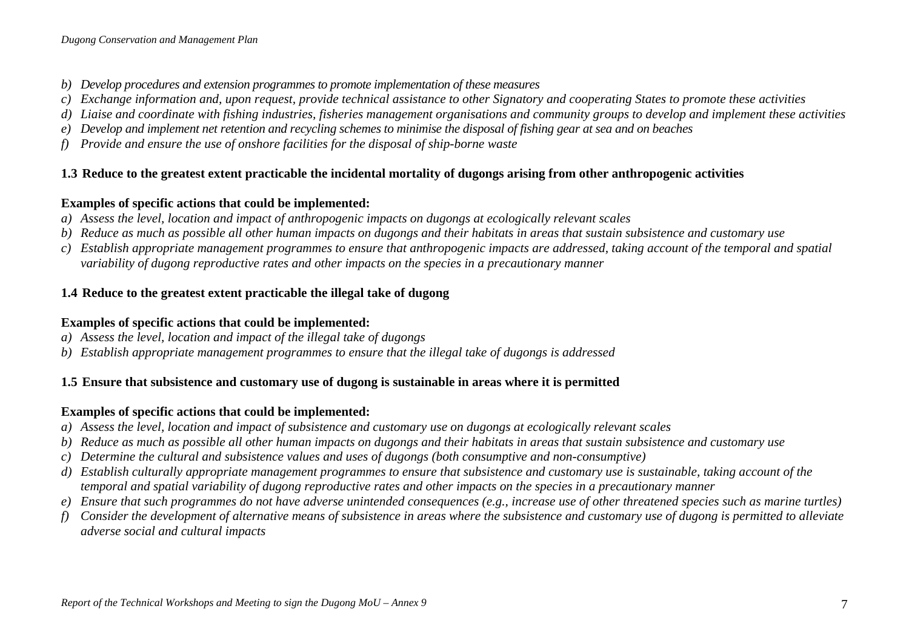*b) Develop procedures and extension programmes to promote implementation of these measures*
*c) Exchange information and, upon request, provide technical assistance to other Signatory and cooperating States to promote these activities*
*d) Liaise and coordinate with fishing industries, fisheries management organisations and community groups to develop and implement these activities*
*e) Develop and implement net retention and recycling schemes to minimise the disposal of fishing gear at sea and on beaches*
*f) Provide and ensure the use of onshore facilities for the disposal of ship-borne waste*

**1.3 Reduce to the greatest extent practicable the incidental mortality of dugongs arising from other anthropogenic activities**

**Examples of specific actions that could be implemented:**

*a) Assess the level, location and impact of anthropogenic impacts on dugongs at ecologically relevant scales*
*b) Reduce as much as possible all other human impacts on dugongs and their habitats in areas that sustain subsistence and customary use*
*c) Establish appropriate management programmes to ensure that anthropogenic impacts are addressed, taking account of the temporal and spatial variability of dugong reproductive rates and other impacts on the species in a precautionary manner*

**1.4 Reduce to the greatest extent practicable the illegal take of dugong**

**Examples of specific actions that could be implemented:**

*a) Assess the level, location and impact of the illegal take of dugongs*
*b) Establish appropriate management programmes to ensure that the illegal take of dugongs is addressed*

**1.5 Ensure that subsistence and customary use of dugong is sustainable in areas where it is permitted**

**Examples of specific actions that could be implemented:**

*a) Assess the level, location and impact of subsistence and customary use on dugongs at ecologically relevant scales*
*b) Reduce as much as possible all other human impacts on dugongs and their habitats in areas that sustain subsistence and customary use*
*c) Determine the cultural and subsistence values and uses of dugongs (both consumptive and non-consumptive)*
*d) Establish culturally appropriate management programmes to ensure that subsistence and customary use is sustainable, taking account of the temporal and spatial variability of dugong reproductive rates and other impacts on the species in a precautionary manner*
*e) Ensure that such programmes do not have adverse unintended consequences (e.g., increase use of other threatened species such as marine turtles)*
*f) Consider the development of alternative means of subsistence in areas where the subsistence and customary use of dugong is permitted to alleviate adverse social and cultural impacts*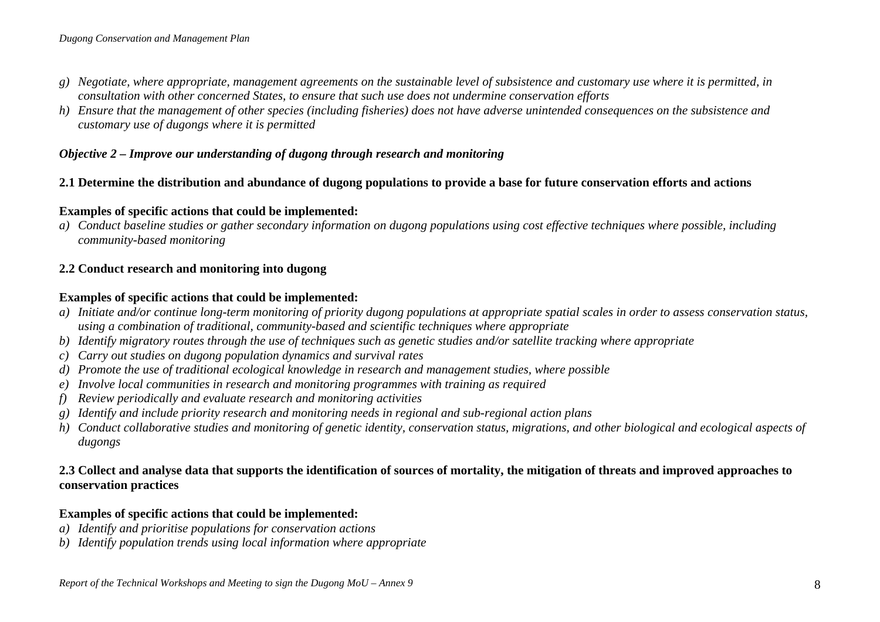*g) Negotiate, where appropriate, management agreements on the sustainable level of subsistence and customary use where it is permitted, in consultation with other concerned States, to ensure that such use does not undermine conservation efforts*

*h) Ensure that the management of other species (including fisheries) does not have adverse unintended consequences on the subsistence and customary use of dugongs where it is permitted*

***Objective 2 – Improve our understanding of dugong through research and monitoring***

**2.1 Determine the distribution and abundance of dugong populations to provide a base for future conservation efforts and actions**

**Examples of specific actions that could be implemented:**

*a) Conduct baseline studies or gather secondary information on dugong populations using cost effective techniques where possible, including community-based monitoring*

**2.2 Conduct research and monitoring into dugong**

**Examples of specific actions that could be implemented:**

*a) Initiate and/or continue long-term monitoring of priority dugong populations at appropriate spatial scales in order to assess conservation status, using a combination of traditional, community-based and scientific techniques where appropriate*

*b) Identify migratory routes through the use of techniques such as genetic studies and/or satellite tracking where appropriate*

*c) Carry out studies on dugong population dynamics and survival rates*

*d) Promote the use of traditional ecological knowledge in research and management studies, where possible*

*e) Involve local communities in research and monitoring programmes with training as required*

*f) Review periodically and evaluate research and monitoring activities*

*g) Identify and include priority research and monitoring needs in regional and sub-regional action plans*

*h) Conduct collaborative studies and monitoring of genetic identity, conservation status, migrations, and other biological and ecological aspects of dugongs*

**2.3 Collect and analyse data that supports the identification of sources of mortality, the mitigation of threats and improved approaches to conservation practices**

**Examples of specific actions that could be implemented:**

*a) Identify and prioritise populations for conservation actions*

*b) Identify population trends using local information where appropriate*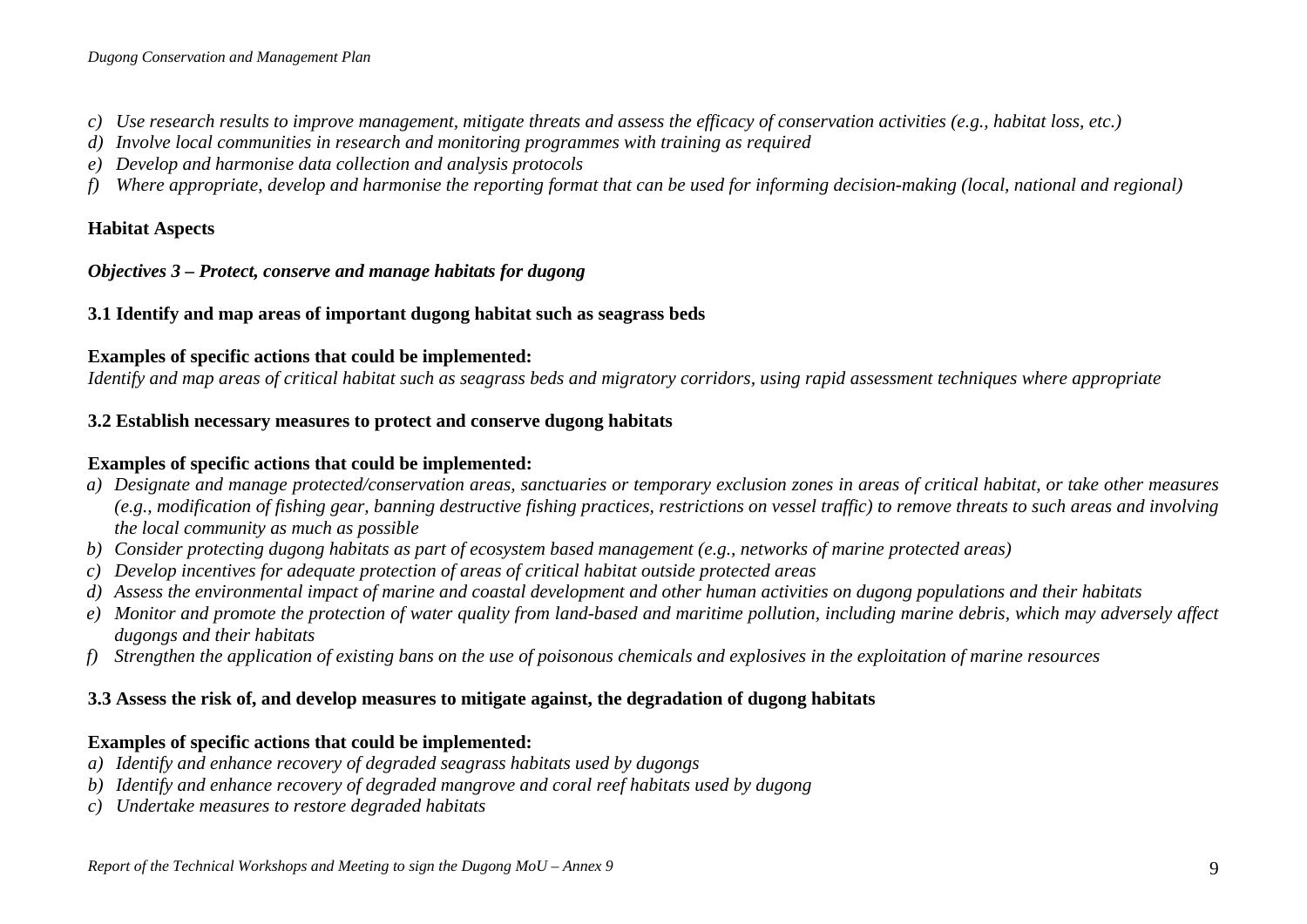*c) Use research results to improve management, mitigate threats and assess the efficacy of conservation activities (e.g., habitat loss, etc.)*
*d) Involve local communities in research and monitoring programmes with training as required*
*e) Develop and harmonise data collection and analysis protocols*
*f) Where appropriate, develop and harmonise the reporting format that can be used for informing decision-making (local, national and regional)*

**Habitat Aspects**

***Objectives 3 – Protect, conserve and manage habitats for dugong***

**3.1 Identify and map areas of important dugong habitat such as seagrass beds**

**Examples of specific actions that could be implemented:**
*Identify and map areas of critical habitat such as seagrass beds and migratory corridors, using rapid assessment techniques where appropriate*

**3.2 Establish necessary measures to protect and conserve dugong habitats**

**Examples of specific actions that could be implemented:**
*a) Designate and manage protected/conservation areas, sanctuaries or temporary exclusion zones in areas of critical habitat, or take other measures (e.g., modification of fishing gear, banning destructive fishing practices, restrictions on vessel traffic) to remove threats to such areas and involving the local community as much as possible*
*b) Consider protecting dugong habitats as part of ecosystem based management (e.g., networks of marine protected areas)*
*c) Develop incentives for adequate protection of areas of critical habitat outside protected areas*
*d) Assess the environmental impact of marine and coastal development and other human activities on dugong populations and their habitats*
*e) Monitor and promote the protection of water quality from land-based and maritime pollution, including marine debris, which may adversely affect dugongs and their habitats*
*f) Strengthen the application of existing bans on the use of poisonous chemicals and explosives in the exploitation of marine resources*

**3.3 Assess the risk of, and develop measures to mitigate against, the degradation of dugong habitats**

**Examples of specific actions that could be implemented:**
*a) Identify and enhance recovery of degraded seagrass habitats used by dugongs*
*b) Identify and enhance recovery of degraded mangrove and coral reef habitats used by dugong*
*c) Undertake measures to restore degraded habitats*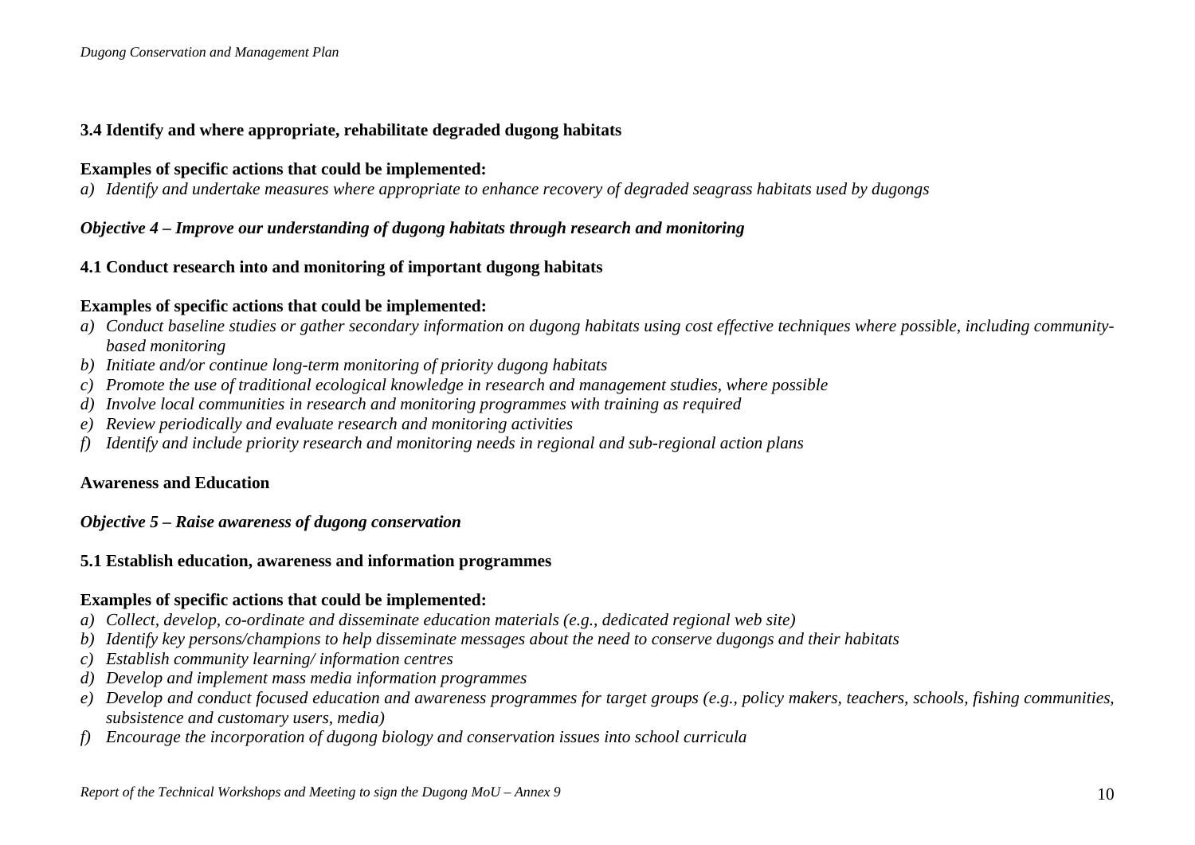**3.4 Identify and where appropriate, rehabilitate degraded dugong habitats**

**Examples of specific actions that could be implemented:**

*a) Identify and undertake measures where appropriate to enhance recovery of degraded seagrass habitats used by dugongs*

***Objective 4 – Improve our understanding of dugong habitats through research and monitoring***

**4.1 Conduct research into and monitoring of important dugong habitats**

**Examples of specific actions that could be implemented:**

*a) Conduct baseline studies or gather secondary information on dugong habitats using cost effective techniques where possible, including community-based monitoring*
*b) Initiate and/or continue long-term monitoring of priority dugong habitats*
*c) Promote the use of traditional ecological knowledge in research and management studies, where possible*
*d) Involve local communities in research and monitoring programmes with training as required*
*e) Review periodically and evaluate research and monitoring activities*
*f) Identify and include priority research and monitoring needs in regional and sub-regional action plans*

**Awareness and Education**

***Objective 5 – Raise awareness of dugong conservation***

**5.1 Establish education, awareness and information programmes**

**Examples of specific actions that could be implemented:**

*a) Collect, develop, co-ordinate and disseminate education materials (e.g., dedicated regional web site)*
*b) Identify key persons/champions to help disseminate messages about the need to conserve dugongs and their habitats*
*c) Establish community learning/ information centres*
*d) Develop and implement mass media information programmes*
*e) Develop and conduct focused education and awareness programmes for target groups (e.g., policy makers, teachers, schools, fishing communities, subsistence and customary users, media)*
*f) Encourage the incorporation of dugong biology and conservation issues into school curricula*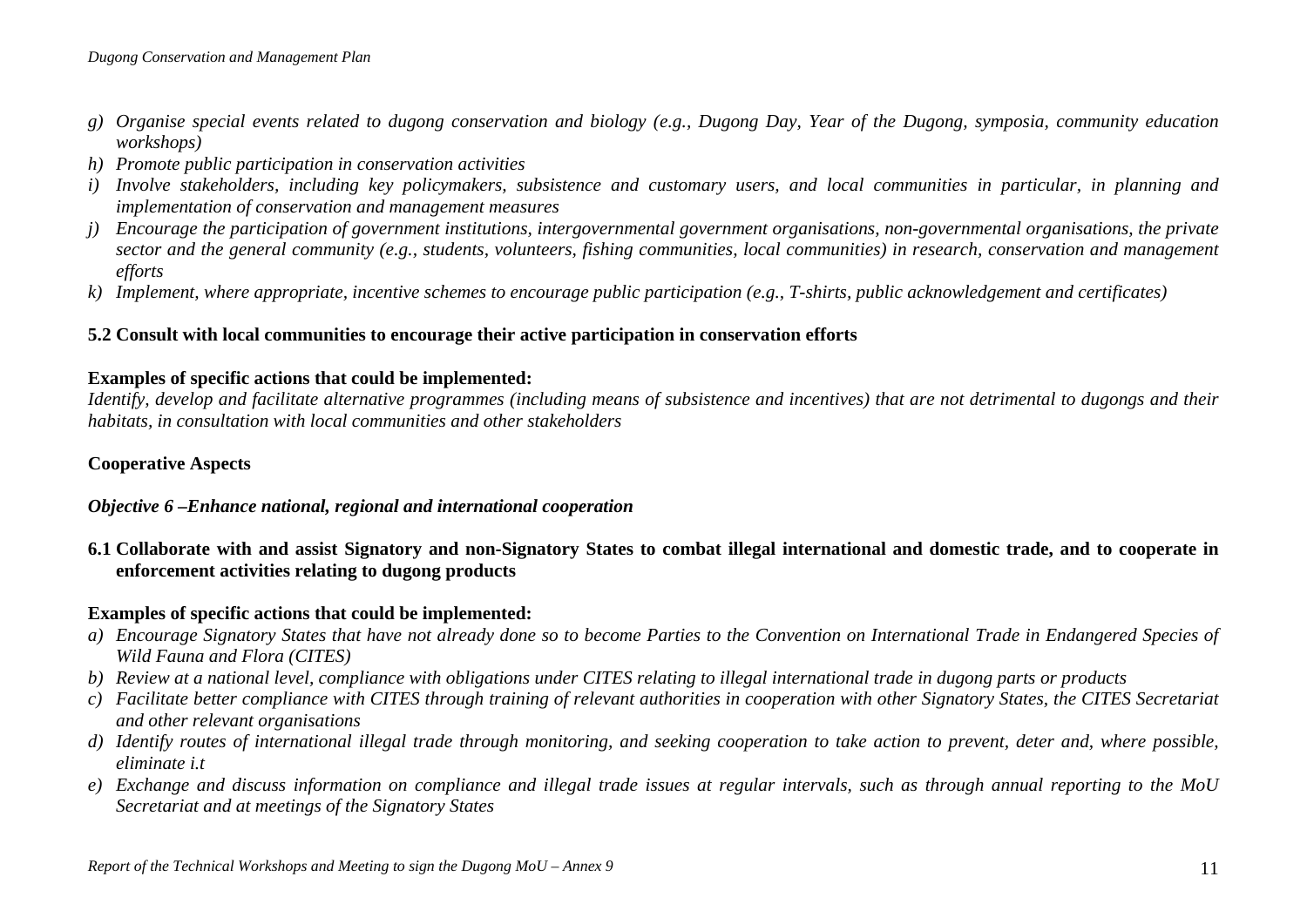*g) Organise special events related to dugong conservation and biology (e.g., Dugong Day, Year of the Dugong, symposia, community education workshops)*

*h) Promote public participation in conservation activities*

*i) Involve stakeholders, including key policymakers, subsistence and customary users, and local communities in particular, in planning and implementation of conservation and management measures*

*j) Encourage the participation of government institutions, intergovernmental government organisations, non-governmental organisations, the private sector and the general community (e.g., students, volunteers, fishing communities, local communities) in research, conservation and management efforts*

*k) Implement, where appropriate, incentive schemes to encourage public participation (e.g., T-shirts, public acknowledgement and certificates)*

**5.2 Consult with local communities to encourage their active participation in conservation efforts**

**Examples of specific actions that could be implemented:**

*Identify, develop and facilitate alternative programmes (including means of subsistence and incentives) that are not detrimental to dugongs and their habitats, in consultation with local communities and other stakeholders*

**Cooperative Aspects**

***Objective 6 –Enhance national, regional and international cooperation***

**6.1 Collaborate with and assist Signatory and non-Signatory States to combat illegal international and domestic trade, and to cooperate in enforcement activities relating to dugong products**

**Examples of specific actions that could be implemented:**

*a) Encourage Signatory States that have not already done so to become Parties to the Convention on International Trade in Endangered Species of Wild Fauna and Flora (CITES)*

*b) Review at a national level, compliance with obligations under CITES relating to illegal international trade in dugong parts or products*

*c) Facilitate better compliance with CITES through training of relevant authorities in cooperation with other Signatory States, the CITES Secretariat and other relevant organisations*

*d) Identify routes of international illegal trade through monitoring, and seeking cooperation to take action to prevent, deter and, where possible, eliminate i.t*

*e) Exchange and discuss information on compliance and illegal trade issues at regular intervals, such as through annual reporting to the MoU Secretariat and at meetings of the Signatory States*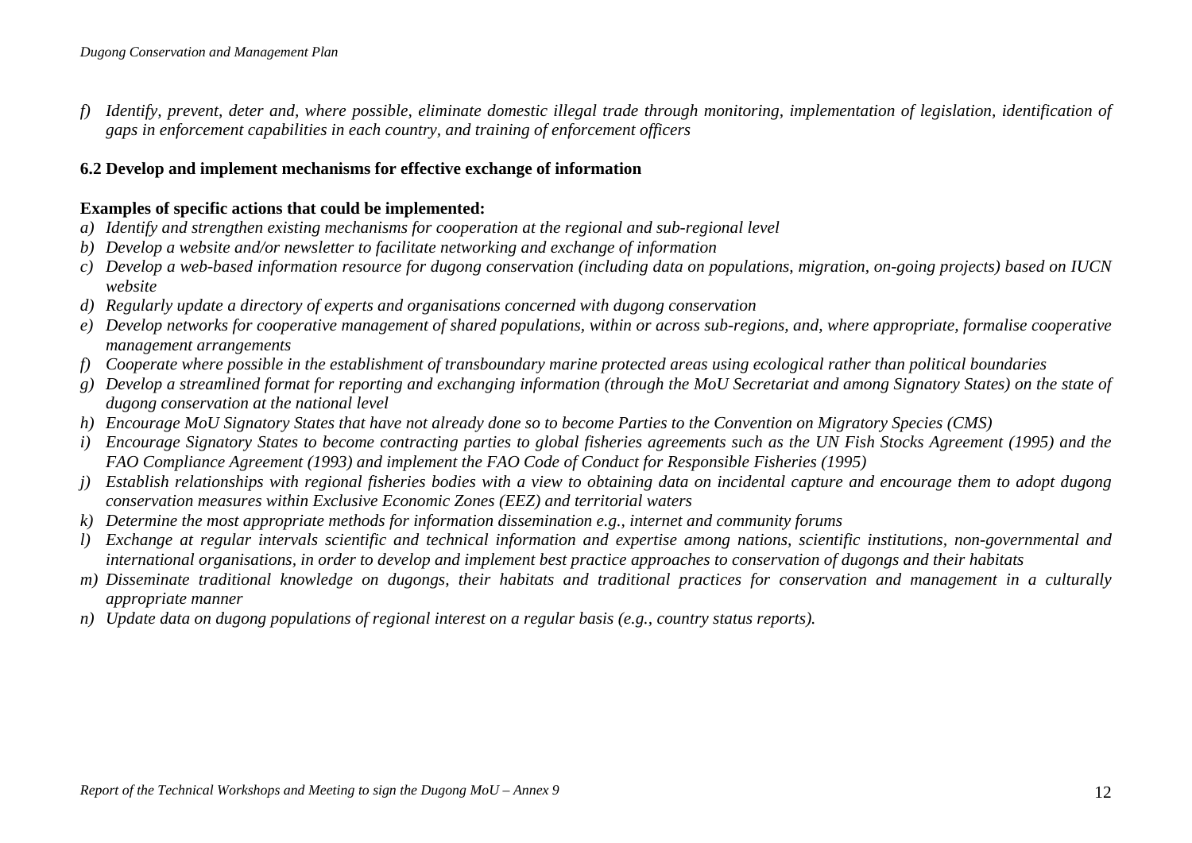f) *Identify, prevent, deter and, where possible, eliminate domestic illegal trade through monitoring, implementation of legislation, identification of gaps in enforcement capabilities in each country, and training of enforcement officers*

**6.2 Develop and implement mechanisms for effective exchange of information**

**Examples of specific actions that could be implemented:**

a) *Identify and strengthen existing mechanisms for cooperation at the regional and sub-regional level*
b) *Develop a website and/or newsletter to facilitate networking and exchange of information*
c) *Develop a web-based information resource for dugong conservation (including data on populations, migration, on-going projects) based on IUCN website*
d) *Regularly update a directory of experts and organisations concerned with dugong conservation*
e) *Develop networks for cooperative management of shared populations, within or across sub-regions, and, where appropriate, formalise cooperative management arrangements*
f) *Cooperate where possible in the establishment of transboundary marine protected areas using ecological rather than political boundaries*
g) *Develop a streamlined format for reporting and exchanging information (through the MoU Secretariat and among Signatory States) on the state of dugong conservation at the national level*
h) *Encourage MoU Signatory States that have not already done so to become Parties to the Convention on Migratory Species (CMS)*
i) *Encourage Signatory States to become contracting parties to global fisheries agreements such as the UN Fish Stocks Agreement (1995) and the FAO Compliance Agreement (1993) and implement the FAO Code of Conduct for Responsible Fisheries (1995)*
j) *Establish relationships with regional fisheries bodies with a view to obtaining data on incidental capture and encourage them to adopt dugong conservation measures within Exclusive Economic Zones (EEZ) and territorial waters*
k) *Determine the most appropriate methods for information dissemination e.g., internet and community forums*
l) *Exchange at regular intervals scientific and technical information and expertise among nations, scientific institutions, non-governmental and international organisations, in order to develop and implement best practice approaches to conservation of dugongs and their habitats*
m) *Disseminate traditional knowledge on dugongs, their habitats and traditional practices for conservation and management in a culturally appropriate manner*
n) *Update data on dugong populations of regional interest on a regular basis (e.g., country status reports).*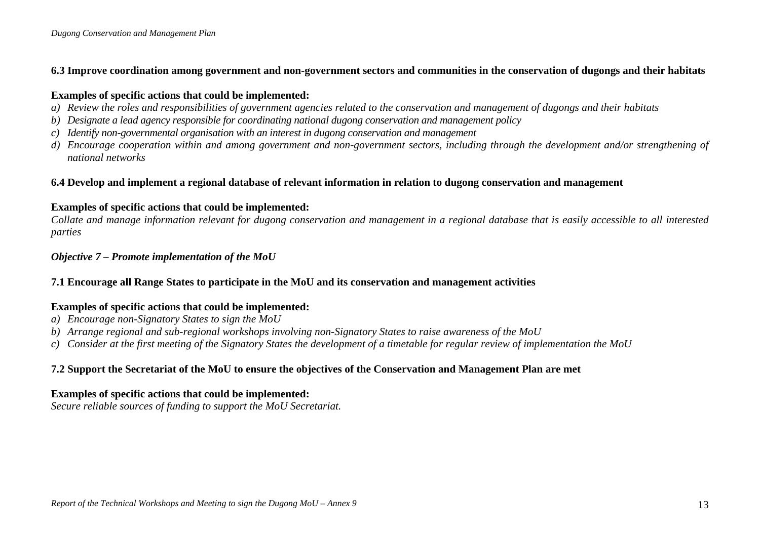**6.3 Improve coordination among government and non-government sectors and communities in the conservation of dugongs and their habitats**

**Examples of specific actions that could be implemented:**

*a) Review the roles and responsibilities of government agencies related to the conservation and management of dugongs and their habitats*

*b) Designate a lead agency responsible for coordinating national dugong conservation and management policy*

*c) Identify non-governmental organisation with an interest in dugong conservation and management*

*d) Encourage cooperation within and among government and non-government sectors, including through the development and/or strengthening of national networks*

**6.4 Develop and implement a regional database of relevant information in relation to dugong conservation and management**

**Examples of specific actions that could be implemented:**

*Collate and manage information relevant for dugong conservation and management in a regional database that is easily accessible to all interested parties*

***Objective 7 – Promote implementation of the MoU***

**7.1 Encourage all Range States to participate in the MoU and its conservation and management activities**

**Examples of specific actions that could be implemented:**

*a) Encourage non-Signatory States to sign the MoU*

*b) Arrange regional and sub-regional workshops involving non-Signatory States to raise awareness of the MoU*

*c) Consider at the first meeting of the Signatory States the development of a timetable for regular review of implementation the MoU*

**7.2 Support the Secretariat of the MoU to ensure the objectives of the Conservation and Management Plan are met**

**Examples of specific actions that could be implemented:**

*Secure reliable sources of funding to support the MoU Secretariat.*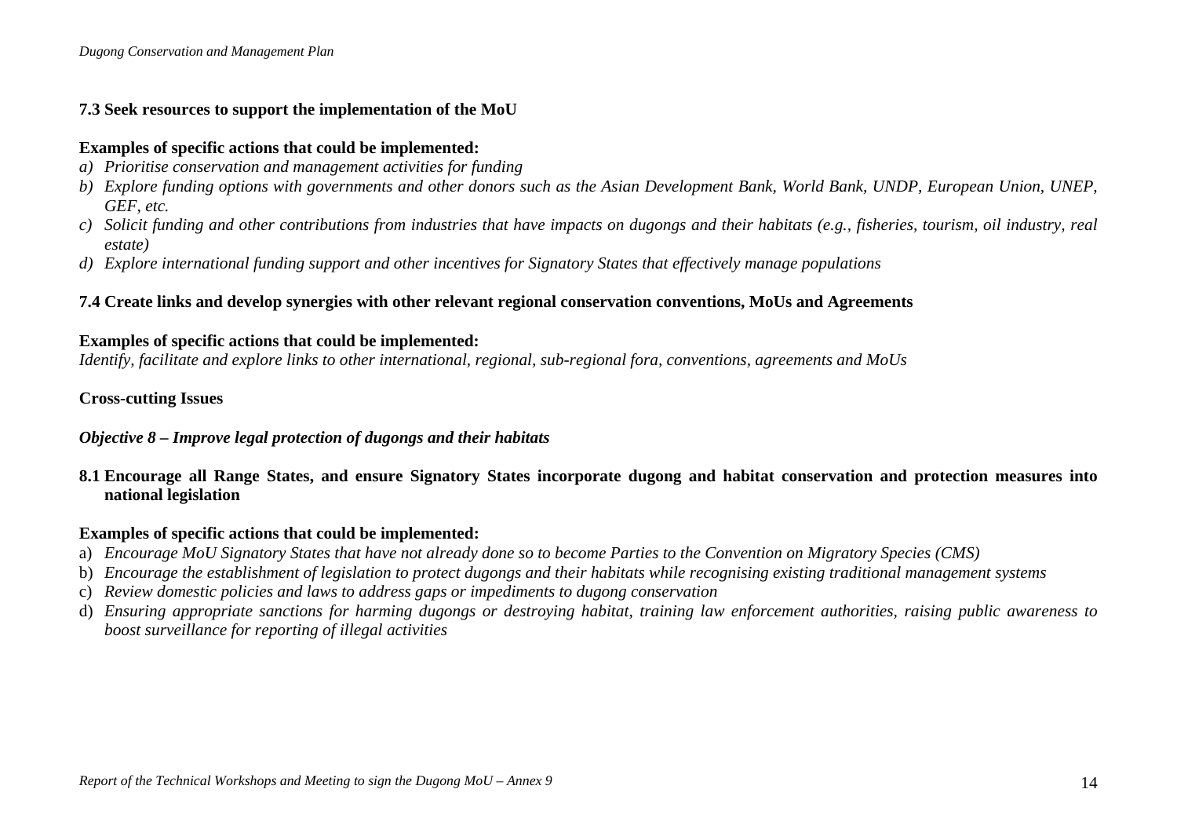**7.3 Seek resources to support the implementation of the MoU**

**Examples of specific actions that could be implemented:**

a) *Prioritise conservation and management activities for funding*
b) *Explore funding options with governments and other donors such as the Asian Development Bank, World Bank, UNDP, European Union, UNEP, GEF, etc.*
c) *Solicit funding and other contributions from industries that have impacts on dugongs and their habitats (e.g., fisheries, tourism, oil industry, real estate)*
d) *Explore international funding support and other incentives for Signatory States that effectively manage populations*

**7.4 Create links and develop synergies with other relevant regional conservation conventions, MoUs and Agreements**

**Examples of specific actions that could be implemented:**

*Identify, facilitate and explore links to other international, regional, sub-regional fora, conventions, agreements and MoUs*

**Cross-cutting Issues**

***Objective 8 – Improve legal protection of dugongs and their habitats***

**8.1 Encourage all Range States, and ensure Signatory States incorporate dugong and habitat conservation and protection measures into national legislation**

**Examples of specific actions that could be implemented:**

a) *Encourage MoU Signatory States that have not already done so to become Parties to the Convention on Migratory Species (CMS)*
b) *Encourage the establishment of legislation to protect dugongs and their habitats while recognising existing traditional management systems*
c) *Review domestic policies and laws to address gaps or impediments to dugong conservation*
d) *Ensuring appropriate sanctions for harming dugongs or destroying habitat, training law enforcement authorities, raising public awareness to boost surveillance for reporting of illegal activities*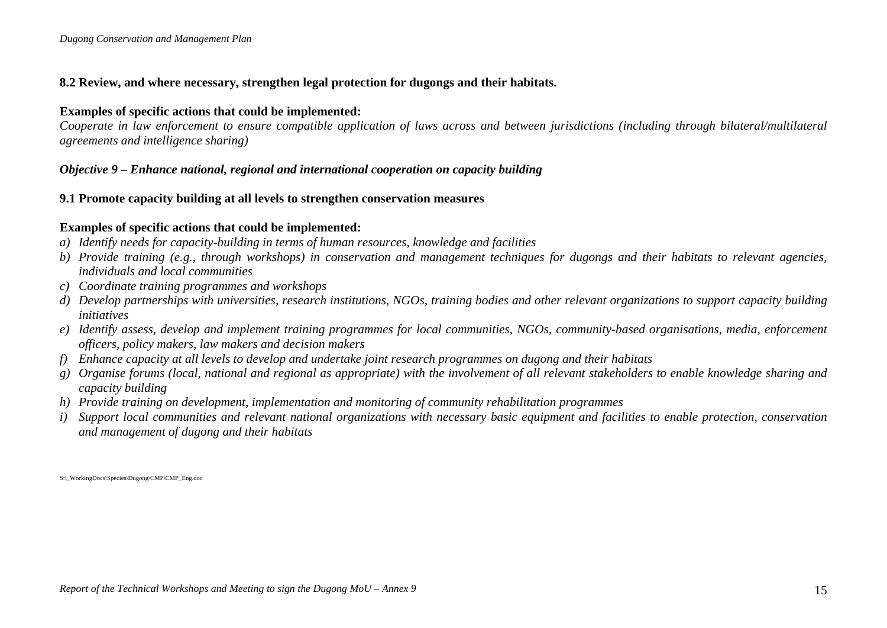**8.2 Review, and where necessary, strengthen legal protection for dugongs and their habitats.**

**Examples of specific actions that could be implemented:**
*Cooperate in law enforcement to ensure compatible application of laws across and between jurisdictions (including through bilateral/multilateral agreements and intelligence sharing)*

***Objective 9 – Enhance national, regional and international cooperation on capacity building***

**9.1 Promote capacity building at all levels to strengthen conservation measures**

**Examples of specific actions that could be implemented:**

- a) *Identify needs for capacity-building in terms of human resources, knowledge and facilities*
- b) *Provide training (e.g., through workshops) in conservation and management techniques for dugongs and their habitats to relevant agencies, individuals and local communities*
- c) *Coordinate training programmes and workshops*
- d) *Develop partnerships with universities, research institutions, NGOs, training bodies and other relevant organizations to support capacity building initiatives*
- e) *Identify assess, develop and implement training programmes for local communities, NGOs, community-based organisations, media, enforcement officers, policy makers, law makers and decision makers*
- f) *Enhance capacity at all levels to develop and undertake joint research programmes on dugong and their habitats*
- g) *Organise forums (local, national and regional as appropriate) with the involvement of all relevant stakeholders to enable knowledge sharing and capacity building*
- h) *Provide training on development, implementation and monitoring of community rehabilitation programmes*
- i) *Support local communities and relevant national organizations with necessary basic equipment and facilities to enable protection, conservation and management of dugong and their habitats*